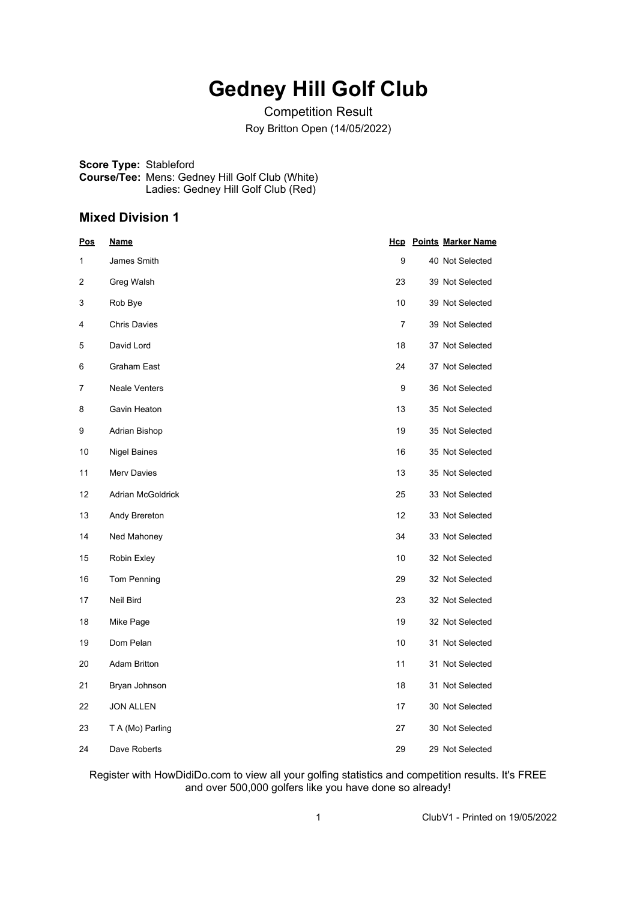# Gedney Hill Golf Club

Competition Result

Roy Britton Open (14/05/2022)

**Score Type:** Stableford
**Course/Tee:** Mens: Gedney Hill Golf Club (White)
Ladies: Gedney Hill Golf Club (Red)

## Mixed Division 1

| Pos | Name | Hcp | Points | Marker Name |
|---|---|---|---|---|
| 1 | James Smith | 9 | 40 | Not Selected |
| 2 | Greg Walsh | 23 | 39 | Not Selected |
| 3 | Rob Bye | 10 | 39 | Not Selected |
| 4 | Chris Davies | 7 | 39 | Not Selected |
| 5 | David Lord | 18 | 37 | Not Selected |
| 6 | Graham East | 24 | 37 | Not Selected |
| 7 | Neale Venters | 9 | 36 | Not Selected |
| 8 | Gavin Heaton | 13 | 35 | Not Selected |
| 9 | Adrian Bishop | 19 | 35 | Not Selected |
| 10 | Nigel Baines | 16 | 35 | Not Selected |
| 11 | Merv Davies | 13 | 35 | Not Selected |
| 12 | Adrian McGoldrick | 25 | 33 | Not Selected |
| 13 | Andy Brereton | 12 | 33 | Not Selected |
| 14 | Ned Mahoney | 34 | 33 | Not Selected |
| 15 | Robin Exley | 10 | 32 | Not Selected |
| 16 | Tom Penning | 29 | 32 | Not Selected |
| 17 | Neil Bird | 23 | 32 | Not Selected |
| 18 | Mike Page | 19 | 32 | Not Selected |
| 19 | Dom Pelan | 10 | 31 | Not Selected |
| 20 | Adam Britton | 11 | 31 | Not Selected |
| 21 | Bryan Johnson | 18 | 31 | Not Selected |
| 22 | JON ALLEN | 17 | 30 | Not Selected |
| 23 | T A (Mo) Parling | 27 | 30 | Not Selected |
| 24 | Dave Roberts | 29 | 29 | Not Selected |

Register with HowDidiDo.com to view all your golfing statistics and competition results. It's FREE and over 500,000 golfers like you have done so already!

ClubV1 - Printed on 19/05/2022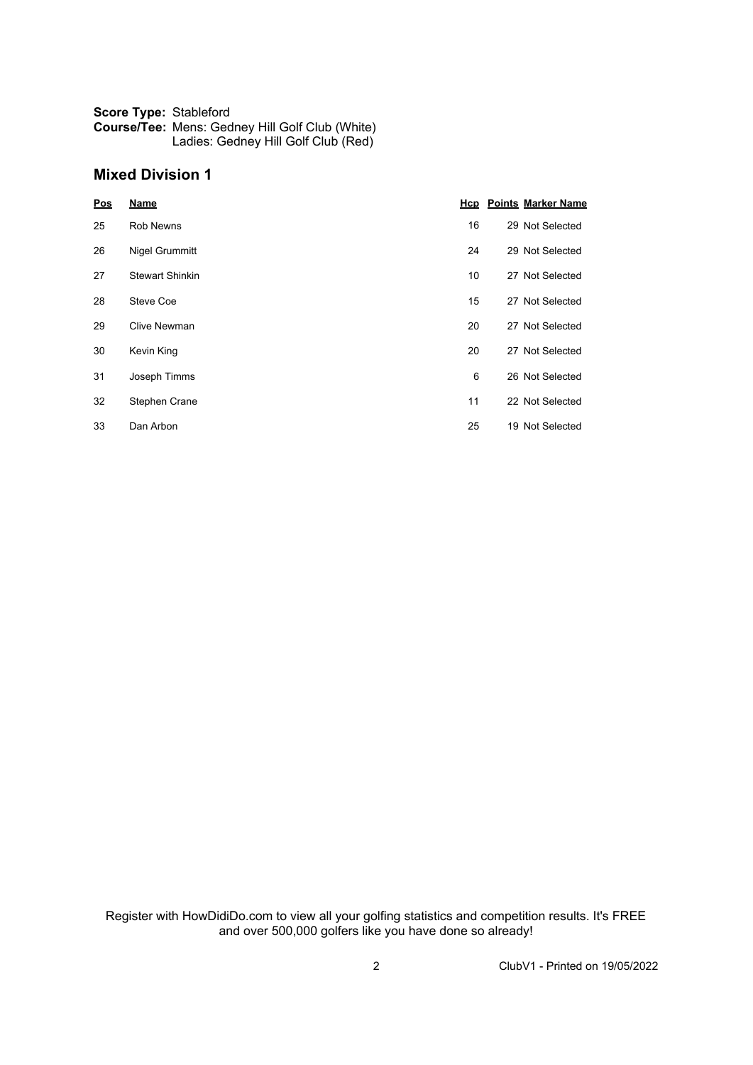**Score Type:** Stableford
**Course/Tee:** Mens: Gedney Hill Golf Club (White)
Ladies: Gedney Hill Golf Club (Red)

## Mixed Division 1

| Pos | Name | Hcp | Points | Marker Name |
|---|---|---|---|---|
| 25 | Rob Newns | 16 | 29 | Not Selected |
| 26 | Nigel Grummitt | 24 | 29 | Not Selected |
| 27 | Stewart Shinkin | 10 | 27 | Not Selected |
| 28 | Steve Coe | 15 | 27 | Not Selected |
| 29 | Clive Newman | 20 | 27 | Not Selected |
| 30 | Kevin King | 20 | 27 | Not Selected |
| 31 | Joseph Timms | 6 | 26 | Not Selected |
| 32 | Stephen Crane | 11 | 22 | Not Selected |
| 33 | Dan Arbon | 25 | 19 | Not Selected |

Register with HowDidiDo.com to view all your golfing statistics and competition results. It's FREE and over 500,000 golfers like you have done so already!

ClubV1 - Printed on 19/05/2022